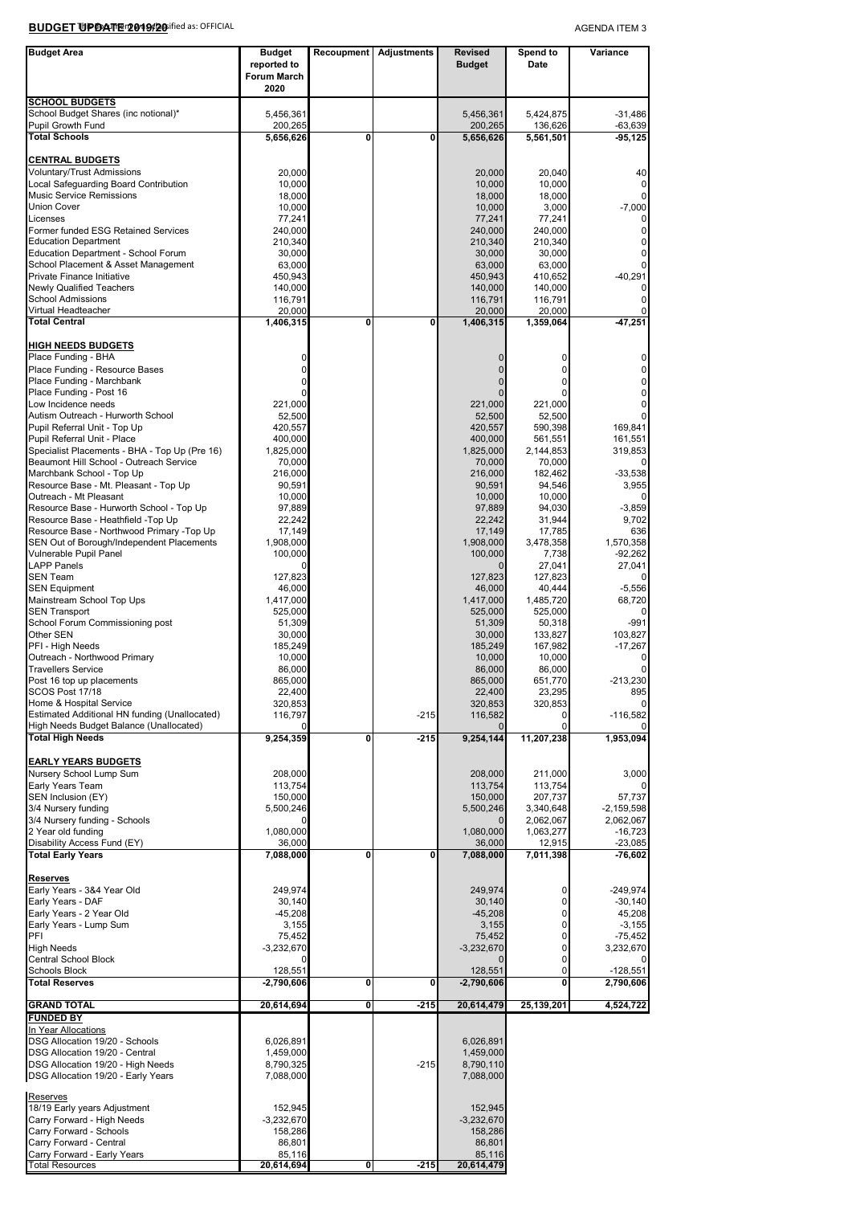# BUDGET UPDATE 2019/20

AGENDA ITEM 3

| Budget Area | Budget reported to Forum March 2020 | Recoupment | Adjustments | Revised Budget | Spend to Date | Variance |
|---|---|---|---|---|---|---|
| **SCHOOL BUDGETS** | | | | | | |
| School Budget Shares (inc notional)* | 5,456,361 | | | 5,456,361 | 5,424,875 | -31,486 |
| Pupil Growth Fund | 200,265 | | | 200,265 | 136,626 | -63,639 |
| **Total Schools** | **5,656,626** | **0** | **0** | **5,656,626** | **5,561,501** | **-95,125** |
| **CENTRAL BUDGETS** | | | | | | |
| Voluntary/Trust Admissions | 20,000 | | | 20,000 | 20,040 | 40 |
| Local Safeguarding Board Contribution | 10,000 | | | 10,000 | 10,000 | 0 |
| Music Service Remissions | 18,000 | | | 18,000 | 18,000 | 0 |
| Union Cover | 10,000 | | | 10,000 | 3,000 | -7,000 |
| Licenses | 77,241 | | | 77,241 | 77,241 | 0 |
| Former funded ESG Retained Services | 240,000 | | | 240,000 | 240,000 | 0 |
| Education Department | 210,340 | | | 210,340 | 210,340 | 0 |
| Education Department - School Forum | 30,000 | | | 30,000 | 30,000 | 0 |
| School Placement & Asset Management | 63,000 | | | 63,000 | 63,000 | 0 |
| Private Finance Initiative | 450,943 | | | 450,943 | 410,652 | -40,291 |
| Newly Qualified Teachers | 140,000 | | | 140,000 | 140,000 | 0 |
| School Admissions | 116,791 | | | 116,791 | 116,791 | 0 |
| Virtual Headteacher | 20,000 | | | 20,000 | 20,000 | 0 |
| **Total Central** | **1,406,315** | **0** | **0** | **1,406,315** | **1,359,064** | **-47,251** |
| **HIGH NEEDS BUDGETS** | | | | | | |
| Place Funding - BHA | 0 | | | 0 | 0 | 0 |
| Place Funding - Resource Bases | 0 | | | 0 | 0 | 0 |
| Place Funding - Marchbank | 0 | | | 0 | 0 | 0 |
| Place Funding - Post 16 | 0 | | | 0 | 0 | 0 |
| Low Incidence needs | 221,000 | | | 221,000 | 221,000 | 0 |
| Autism Outreach - Hurworth School | 52,500 | | | 52,500 | 52,500 | 0 |
| Pupil Referral Unit - Top Up | 420,557 | | | 420,557 | 590,398 | 169,841 |
| Pupil Referral Unit - Place | 400,000 | | | 400,000 | 561,551 | 161,551 |
| Specialist Placements - BHA - Top Up (Pre 16) | 1,825,000 | | | 1,825,000 | 2,144,853 | 319,853 |
| Beaumont Hill School - Outreach Service | 70,000 | | | 70,000 | 70,000 | 0 |
| Marchbank School - Top Up | 216,000 | | | 216,000 | 182,462 | -33,538 |
| Resource Base - Mt. Pleasant - Top Up | 90,591 | | | 90,591 | 94,546 | 3,955 |
| Outreach - Mt Pleasant | 10,000 | | | 10,000 | 10,000 | 0 |
| Resource Base - Hurworth School - Top Up | 97,889 | | | 97,889 | 94,030 | -3,859 |
| Resource Base - Heathfield -Top Up | 22,242 | | | 22,242 | 31,944 | 9,702 |
| Resource Base - Northwood Primary -Top Up | 17,149 | | | 17,149 | 17,785 | 636 |
| SEN Out of Borough/Independent Placements | 1,908,000 | | | 1,908,000 | 3,478,358 | 1,570,358 |
| Vulnerable Pupil Panel | 100,000 | | | 100,000 | 7,738 | -92,262 |
| LAPP Panels | 0 | | | 0 | 27,041 | 27,041 |
| SEN Team | 127,823 | | | 127,823 | 127,823 | 0 |
| SEN Equipment | 46,000 | | | 46,000 | 40,444 | -5,556 |
| Mainstream School Top Ups | 1,417,000 | | | 1,417,000 | 1,485,720 | 68,720 |
| SEN Transport | 525,000 | | | 525,000 | 525,000 | 0 |
| School Forum Commissioning post | 51,309 | | | 51,309 | 50,318 | -991 |
| Other SEN | 30,000 | | | 30,000 | 133,827 | 103,827 |
| PFI - High Needs | 185,249 | | | 185,249 | 167,982 | -17,267 |
| Outreach - Northwood Primary | 10,000 | | | 10,000 | 10,000 | 0 |
| Travellers Service | 86,000 | | | 86,000 | 86,000 | 0 |
| Post 16 top up placements | 865,000 | | | 865,000 | 651,770 | -213,230 |
| SCOS Post 17/18 | 22,400 | | | 22,400 | 23,295 | 895 |
| Home & Hospital Service | 320,853 | | | 320,853 | 320,853 | 0 |
| Estimated Additional HN funding (Unallocated) | 116,797 | | -215 | 116,582 | 0 | -116,582 |
| High Needs Budget Balance (Unallocated) | 0 | | | 0 | 0 | 0 |
| **Total High Needs** | **9,254,359** | **0** | **-215** | **9,254,144** | **11,207,238** | **1,953,094** |
| **EARLY YEARS BUDGETS** | | | | | | |
| Nursery School Lump Sum | 208,000 | | | 208,000 | 211,000 | 3,000 |
| Early Years Team | 113,754 | | | 113,754 | 113,754 | 0 |
| SEN Inclusion (EY) | 150,000 | | | 150,000 | 207,737 | 57,737 |
| 3/4 Nursery funding | 5,500,246 | | | 5,500,246 | 3,340,648 | -2,159,598 |
| 3/4 Nursery funding - Schools | 0 | | | 0 | 2,062,067 | 2,062,067 |
| 2 Year old funding | 1,080,000 | | | 1,080,000 | 1,063,277 | -16,723 |
| Disability Access Fund (EY) | 36,000 | | | 36,000 | 12,915 | -23,085 |
| **Total Early Years** | **7,088,000** | **0** | **0** | **7,088,000** | **7,011,398** | **-76,602** |
| **Reserves** | | | | | | |
| Early Years - 3&4 Year Old | 249,974 | | | 249,974 | 0 | -249,974 |
| Early Years - DAF | 30,140 | | | 30,140 | 0 | -30,140 |
| Early Years - 2 Year Old | -45,208 | | | -45,208 | 0 | 45,208 |
| Early Years - Lump Sum | 3,155 | | | 3,155 | 0 | -3,155 |
| PFI | 75,452 | | | 75,452 | 0 | -75,452 |
| High Needs | -3,232,670 | | | -3,232,670 | 0 | 3,232,670 |
| Central School Block | 0 | | | 0 | 0 | 0 |
| Schools Block | 128,551 | | | 128,551 | 0 | -128,551 |
| **Total Reserves** | **-2,790,606** | **0** | **0** | **-2,790,606** | **0** | **2,790,606** |
| **GRAND TOTAL** | **20,614,694** | **0** | **-215** | **20,614,479** | **25,139,201** | **4,524,722** |
| **FUNDED BY** | | | | | | |
| In Year Allocations | | | | | | |
| DSG Allocation 19/20 - Schools | 6,026,891 | | | 6,026,891 | | |
| DSG Allocation 19/20 - Central | 1,459,000 | | | 1,459,000 | | |
| DSG Allocation 19/20 - High Needs | 8,790,325 | | -215 | 8,790,110 | | |
| DSG Allocation 19/20 - Early Years | 7,088,000 | | | 7,088,000 | | |
| Reserves | | | | | | |
| 18/19 Early years Adjustment | 152,945 | | | 152,945 | | |
| Carry Forward - High Needs | -3,232,670 | | | -3,232,670 | | |
| Carry Forward - Schools | 158,286 | | | 158,286 | | |
| Carry Forward - Central | 86,801 | | | 86,801 | | |
| Carry Forward - Early Years | 85,116 | | | 85,116 | | |
| Total Resources | 20,614,694 | 0 | -215 | 20,614,479 | | |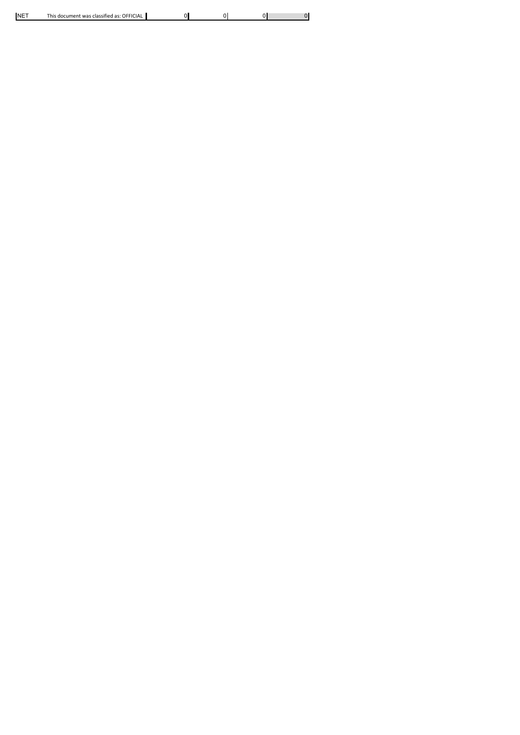| | | | | | |
|---|---|---|---|---|---|
| NET | This document was classified as: OFFICIAL | 0 | 0 | 0 | 0 |